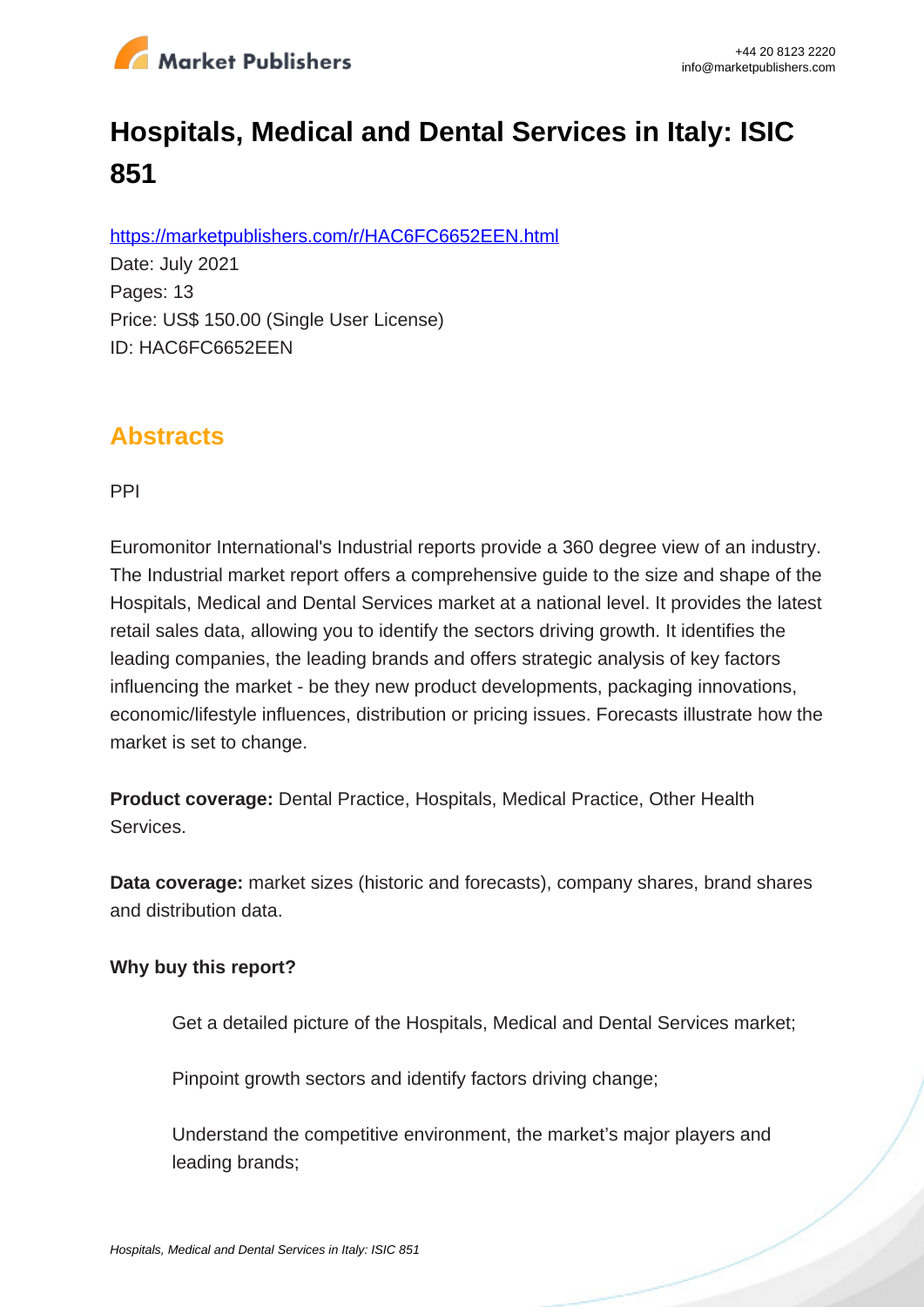# Hospitals, Medical and Dental Services in Italy: ISIC 851

https://marketpublishers.com/r/HAC6FC6652EEN.html

Date: July 2021

Pages: 13

Price: US$ 150.00 (Single User License)

ID: HAC6FC6652EEN

## Abstracts

PPI

Euromonitor International's Industrial reports provide a 360 degree view of an industry. The Industrial market report offers a comprehensive guide to the size and shape of the Hospitals, Medical and Dental Services market at a national level. It provides the latest retail sales data, allowing you to identify the sectors driving growth. It identifies the leading companies, the leading brands and offers strategic analysis of key factors influencing the market - be they new product developments, packaging innovations, economic/lifestyle influences, distribution or pricing issues. Forecasts illustrate how the market is set to change.

**Product coverage:** Dental Practice, Hospitals, Medical Practice, Other Health Services.

**Data coverage:** market sizes (historic and forecasts), company shares, brand shares and distribution data.

**Why buy this report?**

Get a detailed picture of the Hospitals, Medical and Dental Services market;

Pinpoint growth sectors and identify factors driving change;

Understand the competitive environment, the market's major players and leading brands;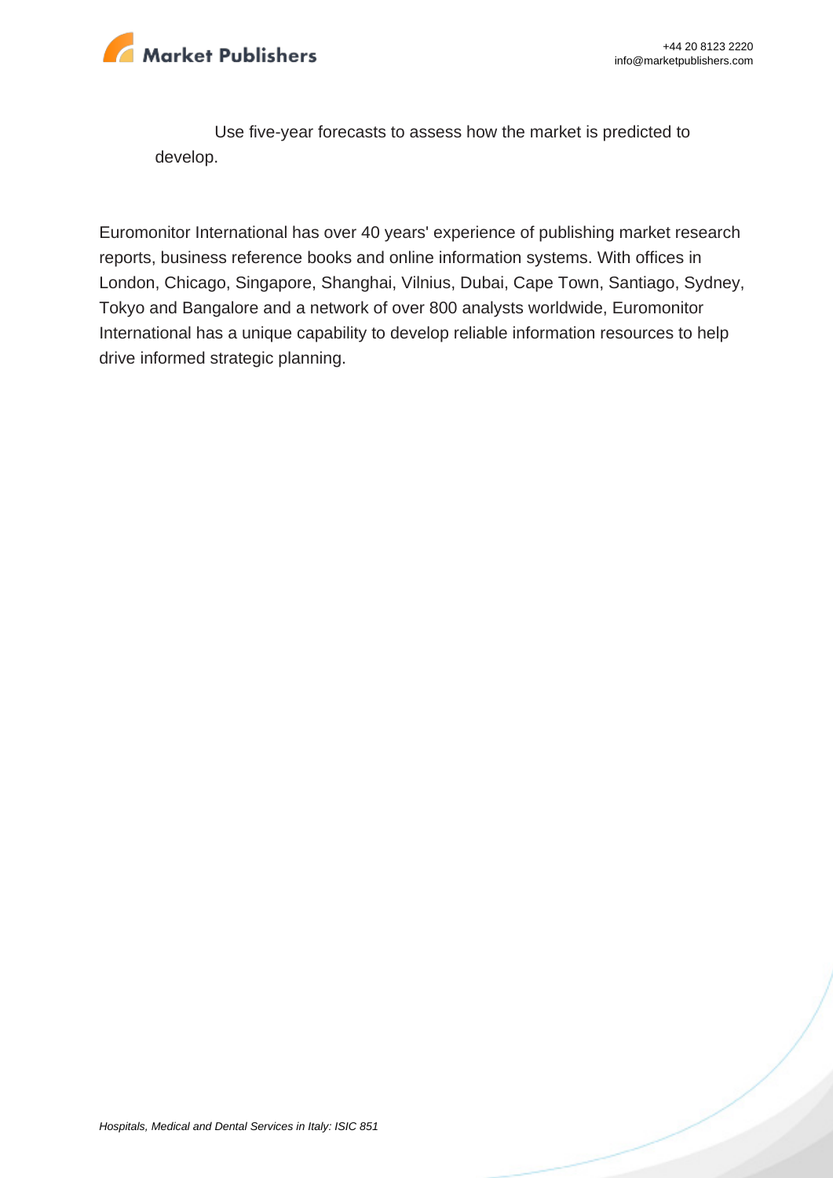Use five-year forecasts to assess how the market is predicted to develop.

Euromonitor International has over 40 years' experience of publishing market research reports, business reference books and online information systems. With offices in London, Chicago, Singapore, Shanghai, Vilnius, Dubai, Cape Town, Santiago, Sydney, Tokyo and Bangalore and a network of over 800 analysts worldwide, Euromonitor International has a unique capability to develop reliable information resources to help drive informed strategic planning.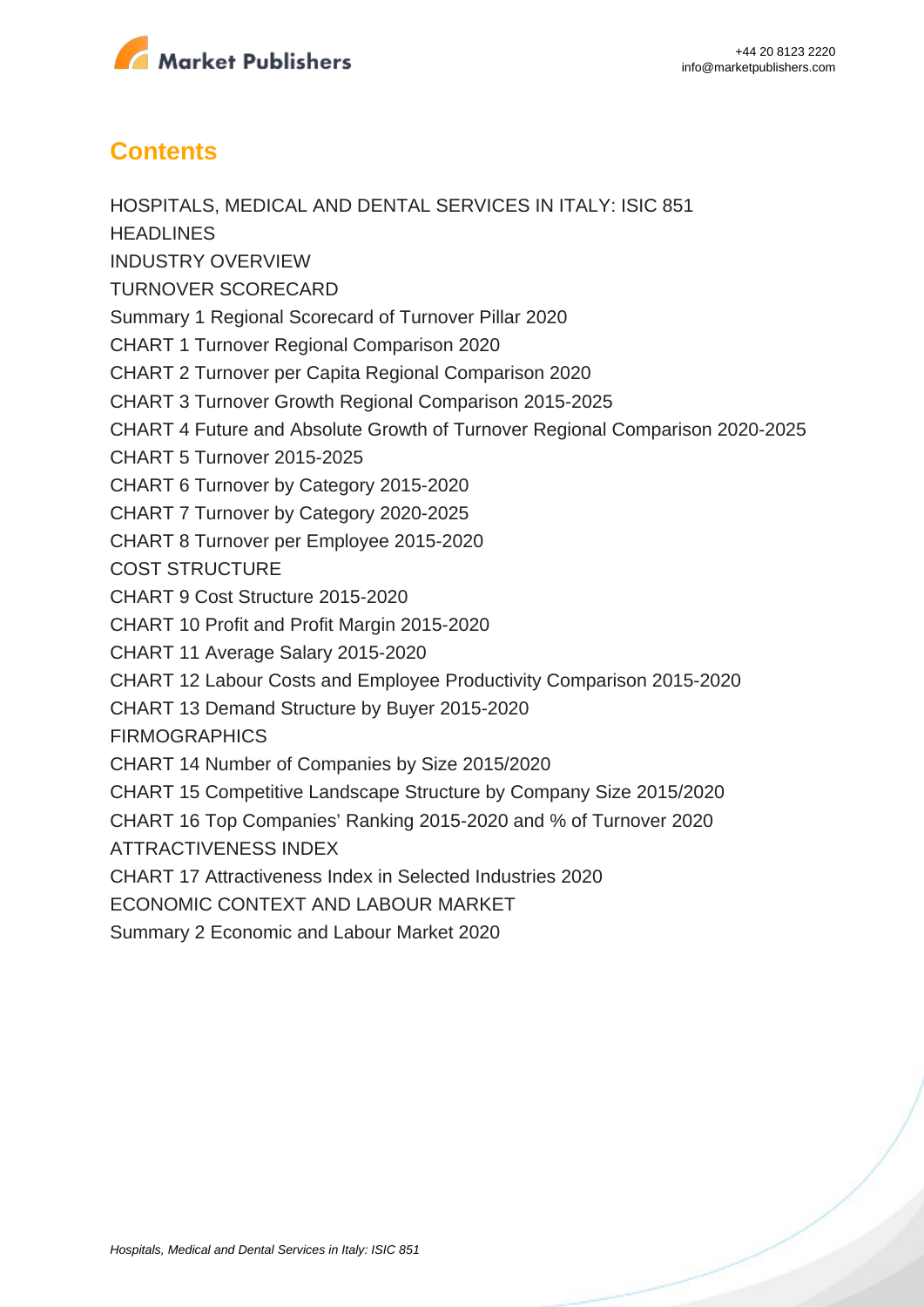## Contents

HOSPITALS, MEDICAL AND DENTAL SERVICES IN ITALY: ISIC 851

HEADLINES

INDUSTRY OVERVIEW

TURNOVER SCORECARD

Summary 1 Regional Scorecard of Turnover Pillar 2020

CHART 1 Turnover Regional Comparison 2020

CHART 2 Turnover per Capita Regional Comparison 2020

CHART 3 Turnover Growth Regional Comparison 2015-2025

CHART 4 Future and Absolute Growth of Turnover Regional Comparison 2020-2025

CHART 5 Turnover 2015-2025

CHART 6 Turnover by Category 2015-2020

CHART 7 Turnover by Category 2020-2025

CHART 8 Turnover per Employee 2015-2020

COST STRUCTURE

CHART 9 Cost Structure 2015-2020

CHART 10 Profit and Profit Margin 2015-2020

CHART 11 Average Salary 2015-2020

CHART 12 Labour Costs and Employee Productivity Comparison 2015-2020

CHART 13 Demand Structure by Buyer 2015-2020

FIRMOGRAPHICS

CHART 14 Number of Companies by Size 2015/2020

CHART 15 Competitive Landscape Structure by Company Size 2015/2020

CHART 16 Top Companies' Ranking 2015-2020 and % of Turnover 2020

ATTRACTIVENESS INDEX

CHART 17 Attractiveness Index in Selected Industries 2020

ECONOMIC CONTEXT AND LABOUR MARKET

Summary 2 Economic and Labour Market 2020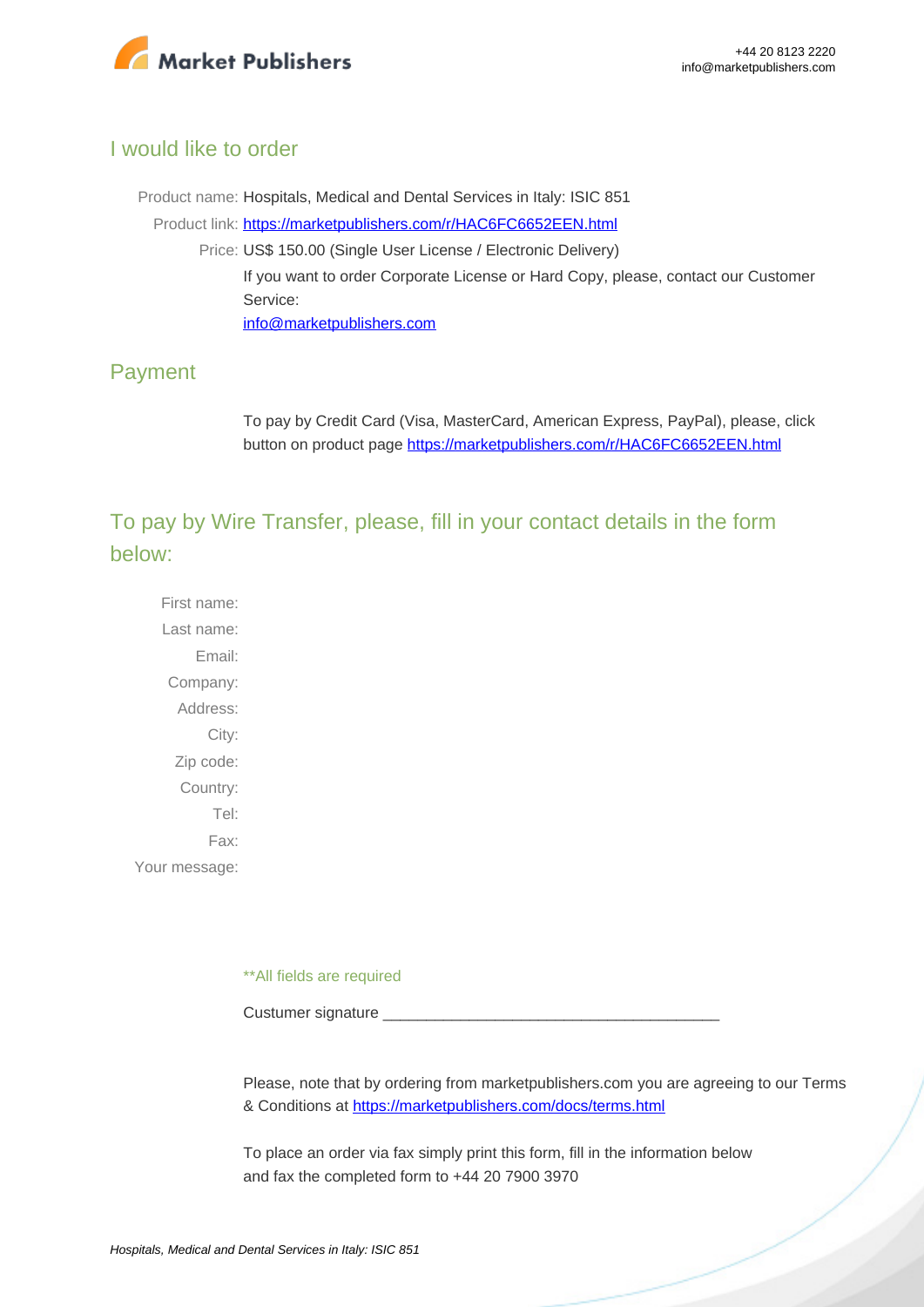## I would like to order

Product name: Hospitals, Medical and Dental Services in Italy: ISIC 851

Product link: [https://marketpublishers.com/r/HAC6FC6652EEN.html](https://marketpublishers.com/r/HAC6FC6652EEN.html)

Price: US$ 150.00 (Single User License / Electronic Delivery)

If you want to order Corporate License or Hard Copy, please, contact our Customer Service:

[info@marketpublishers.com](mailto:info@marketpublishers.com)

## Payment

To pay by Credit Card (Visa, MasterCard, American Express, PayPal), please, click button on product page [https://marketpublishers.com/r/HAC6FC6652EEN.html](https://marketpublishers.com/r/HAC6FC6652EEN.html)

## To pay by Wire Transfer, please, fill in your contact details in the form below:

First name:

Last name:

Email:

Company:

Address:

City:

Zip code:

Country:

Tel:

Fax:

Your message:

**All fields are required

Custumer signature _______________________________________

Please, note that by ordering from marketpublishers.com you are agreeing to our Terms & Conditions at [https://marketpublishers.com/docs/terms.html](https://marketpublishers.com/docs/terms.html)

To place an order via fax simply print this form, fill in the information below and fax the completed form to +44 20 7900 3970